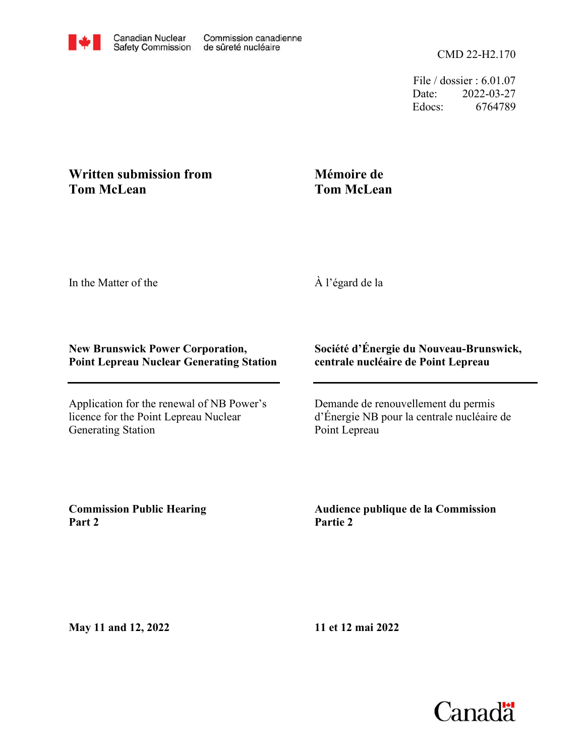Canadian Nuclear Safety Commission — Commission canadienne de sûreté nucléaire

CMD 22-H2.170

File / dossier : 6.01.07
Date: 2022-03-27
Edocs: 6764789

**Written submission from Tom McLean**

**Mémoire de Tom McLean**

In the Matter of the

À l'égard de la

**New Brunswick Power Corporation, Point Lepreau Nuclear Generating Station**

**Société d'Énergie du Nouveau-Brunswick, centrale nucléaire de Point Lepreau**

Application for the renewal of NB Power's licence for the Point Lepreau Nuclear Generating Station

Demande de renouvellement du permis d'Énergie NB pour la centrale nucléaire de Point Lepreau

**Commission Public Hearing Part 2**

**Audience publique de la Commission Partie 2**

**May 11 and 12, 2022**

**11 et 12 mai 2022**

Canada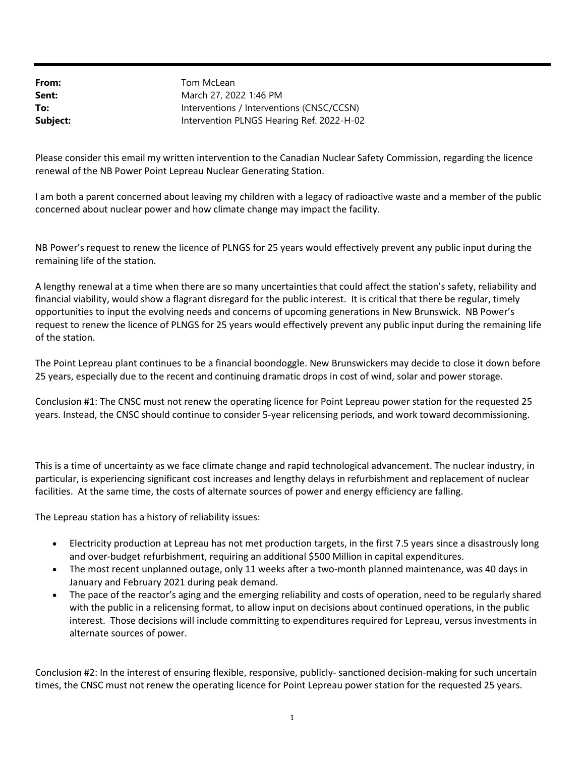| | |
|---|---|
| **From:** | Tom McLean |
| **Sent:** | March 27, 2022 1:46 PM |
| **To:** | Interventions / Interventions (CNSC/CCSN) |
| **Subject:** | Intervention PLNGS Hearing Ref. 2022-H-02 |

Please consider this email my written intervention to the Canadian Nuclear Safety Commission, regarding the licence renewal of the NB Power Point Lepreau Nuclear Generating Station.

I am both a parent concerned about leaving my children with a legacy of radioactive waste and a member of the public concerned about nuclear power and how climate change may impact the facility.

NB Power's request to renew the licence of PLNGS for 25 years would effectively prevent any public input during the remaining life of the station.

A lengthy renewal at a time when there are so many uncertainties that could affect the station's safety, reliability and financial viability, would show a flagrant disregard for the public interest. It is critical that there be regular, timely opportunities to input the evolving needs and concerns of upcoming generations in New Brunswick. NB Power's request to renew the licence of PLNGS for 25 years would effectively prevent any public input during the remaining life of the station.

The Point Lepreau plant continues to be a financial boondoggle. New Brunswickers may decide to close it down before 25 years, especially due to the recent and continuing dramatic drops in cost of wind, solar and power storage.

Conclusion #1: The CNSC must not renew the operating licence for Point Lepreau power station for the requested 25 years. Instead, the CNSC should continue to consider 5-year relicensing periods, and work toward decommissioning.

This is a time of uncertainty as we face climate change and rapid technological advancement. The nuclear industry, in particular, is experiencing significant cost increases and lengthy delays in refurbishment and replacement of nuclear facilities. At the same time, the costs of alternate sources of power and energy efficiency are falling.

The Lepreau station has a history of reliability issues:

- Electricity production at Lepreau has not met production targets, in the first 7.5 years since a disastrously long and over-budget refurbishment, requiring an additional $500 Million in capital expenditures.
- The most recent unplanned outage, only 11 weeks after a two-month planned maintenance, was 40 days in January and February 2021 during peak demand.
- The pace of the reactor's aging and the emerging reliability and costs of operation, need to be regularly shared with the public in a relicensing format, to allow input on decisions about continued operations, in the public interest. Those decisions will include committing to expenditures required for Lepreau, versus investments in alternate sources of power.

Conclusion #2: In the interest of ensuring flexible, responsive, publicly- sanctioned decision-making for such uncertain times, the CNSC must not renew the operating licence for Point Lepreau power station for the requested 25 years.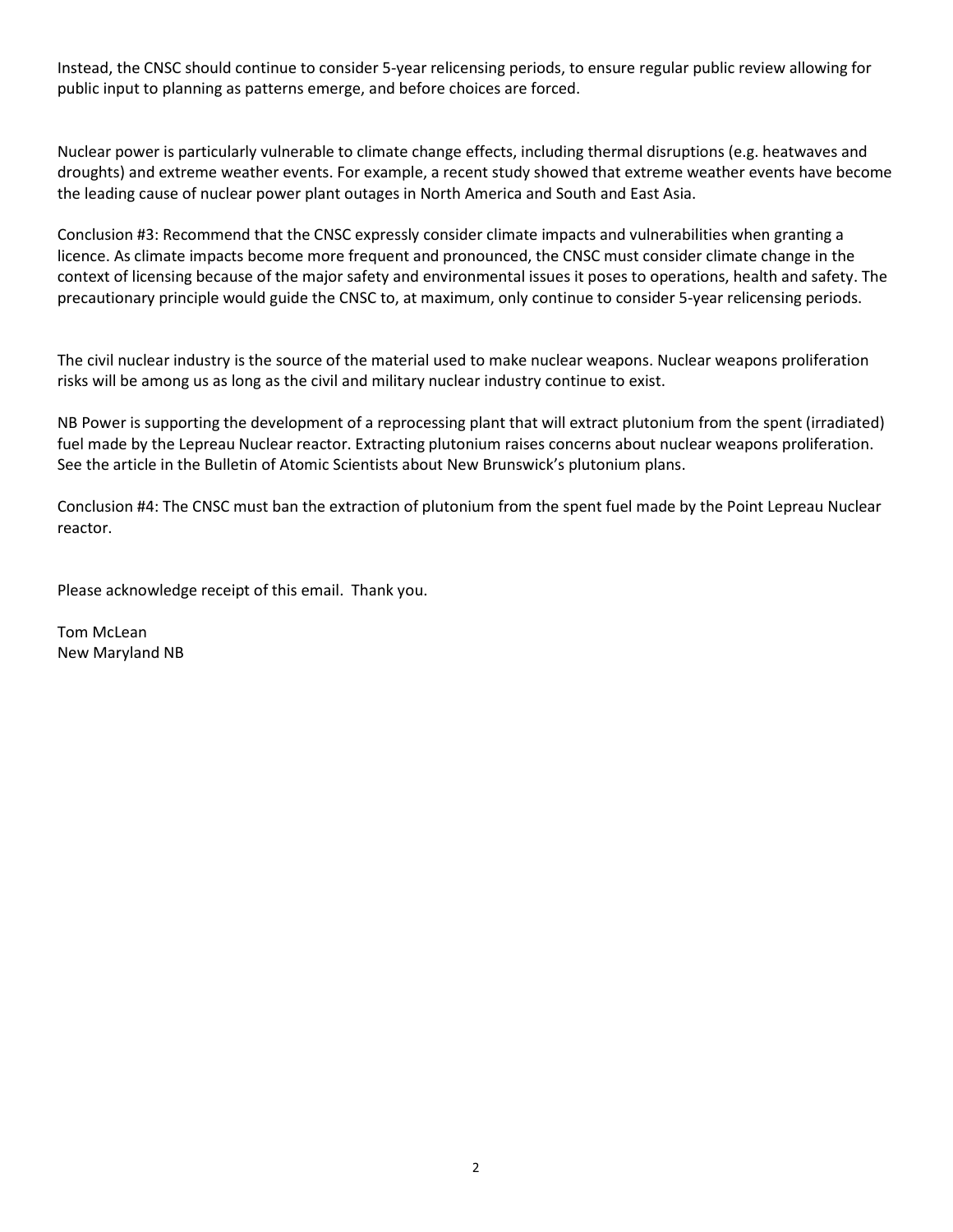Instead, the CNSC should continue to consider 5-year relicensing periods, to ensure regular public review allowing for public input to planning as patterns emerge, and before choices are forced.

Nuclear power is particularly vulnerable to climate change effects, including thermal disruptions (e.g. heatwaves and droughts) and extreme weather events. For example, a recent study showed that extreme weather events have become the leading cause of nuclear power plant outages in North America and South and East Asia.

Conclusion #3: Recommend that the CNSC expressly consider climate impacts and vulnerabilities when granting a licence. As climate impacts become more frequent and pronounced, the CNSC must consider climate change in the context of licensing because of the major safety and environmental issues it poses to operations, health and safety. The precautionary principle would guide the CNSC to, at maximum, only continue to consider 5-year relicensing periods.

The civil nuclear industry is the source of the material used to make nuclear weapons. Nuclear weapons proliferation risks will be among us as long as the civil and military nuclear industry continue to exist.

NB Power is supporting the development of a reprocessing plant that will extract plutonium from the spent (irradiated) fuel made by the Lepreau Nuclear reactor. Extracting plutonium raises concerns about nuclear weapons proliferation. See the article in the Bulletin of Atomic Scientists about New Brunswick's plutonium plans.

Conclusion #4: The CNSC must ban the extraction of plutonium from the spent fuel made by the Point Lepreau Nuclear reactor.

Please acknowledge receipt of this email. Thank you.

Tom McLean  
New Maryland NB